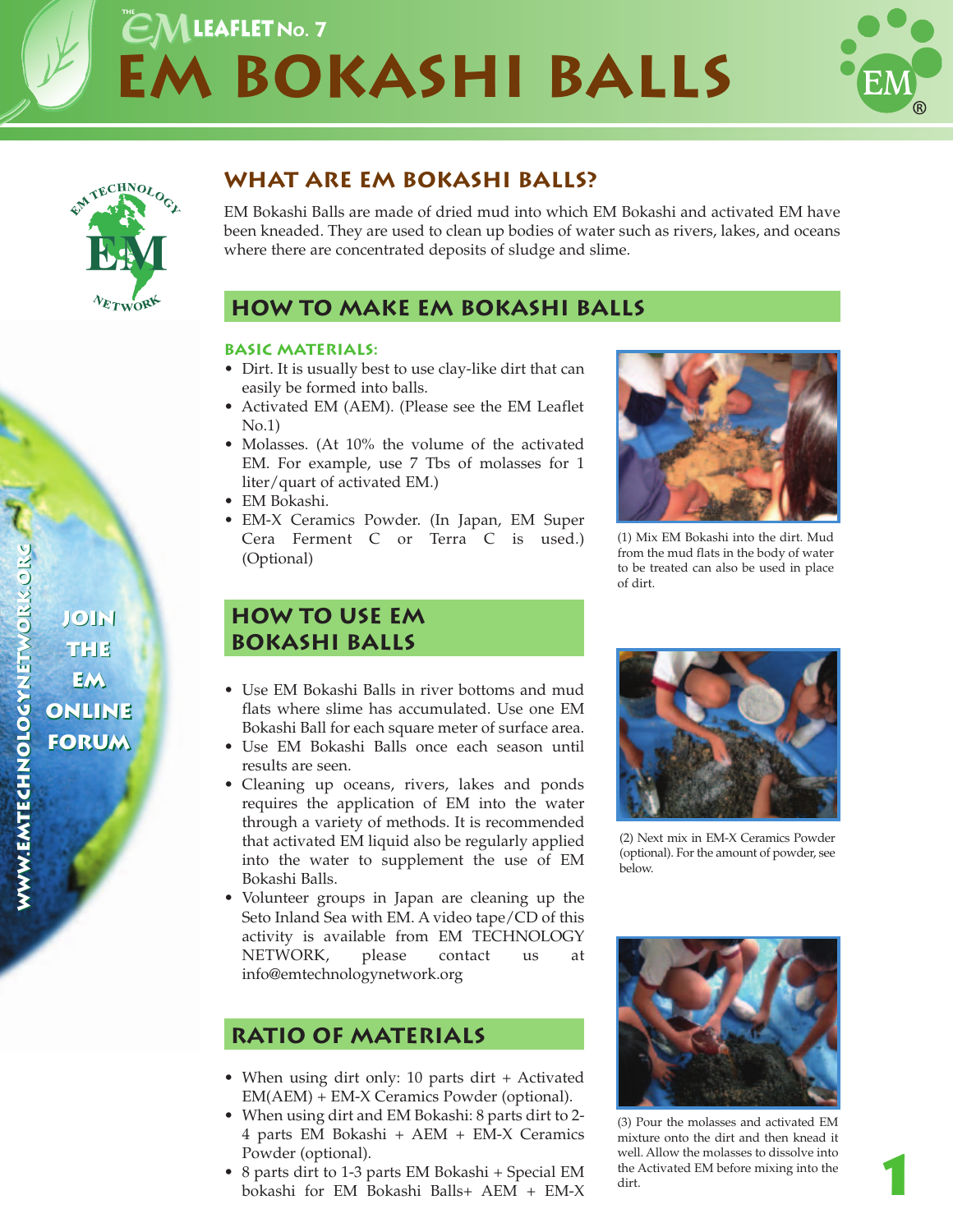# THE EM LEAFLET No. 7

# EM BOKASHI BALLS

## WHAT ARE EM BOKASHI BALLS?

EM Bokashi Balls are made of dried mud into which EM Bokashi and activated EM have been kneaded. They are used to clean up bodies of water such as rivers, lakes, and oceans where there are concentrated deposits of sludge and slime.

## HOW TO MAKE EM BOKASHI BALLS

### BASIC MATERIALS:

- Dirt. It is usually best to use clay-like dirt that can easily be formed into balls.
- Activated EM (AEM). (Please see the EM Leaflet No.1)
- Molasses. (At 10% the volume of the activated EM. For example, use 7 Tbs of molasses for 1 liter/quart of activated EM.)
- EM Bokashi.
- EM-X Ceramics Powder. (In Japan, EM Super Cera Ferment C or Terra C is used.) (Optional)

(1) Mix EM Bokashi into the dirt. Mud from the mud flats in the body of water to be treated can also be used in place of dirt.

(2) Next mix in EM-X Ceramics Powder (optional). For the amount of powder, see below.

(3) Pour the molasses and activated EM mixture onto the dirt and then knead it well. Allow the molasses to dissolve into the Activated EM before mixing into the dirt.

## HOW TO USE EM BOKASHI BALLS

- Use EM Bokashi Balls in river bottoms and mud flats where slime has accumulated. Use one EM Bokashi Ball for each square meter of surface area.
- Use EM Bokashi Balls once each season until results are seen.
- Cleaning up oceans, rivers, lakes and ponds requires the application of EM into the water through a variety of methods. It is recommended that activated EM liquid also be regularly applied into the water to supplement the use of EM Bokashi Balls.
- Volunteer groups in Japan are cleaning up the Seto Inland Sea with EM. A video tape/CD of this activity is available from EM TECHNOLOGY NETWORK, please contact us at info@emtechnologynetwork.org

## RATIO OF MATERIALS

- When using dirt only: 10 parts dirt + Activated EM(AEM) + EM-X Ceramics Powder (optional).
- When using dirt and EM Bokashi: 8 parts dirt to 2-4 parts EM Bokashi + AEM + EM-X Ceramics Powder (optional).
- 8 parts dirt to 1-3 parts EM Bokashi + Special EM bokashi for EM Bokashi Balls+ AEM + EM-X

JOIN THE EM ONLINE FORUM

WWW.EMTECHNOLOGYNETWORK.ORG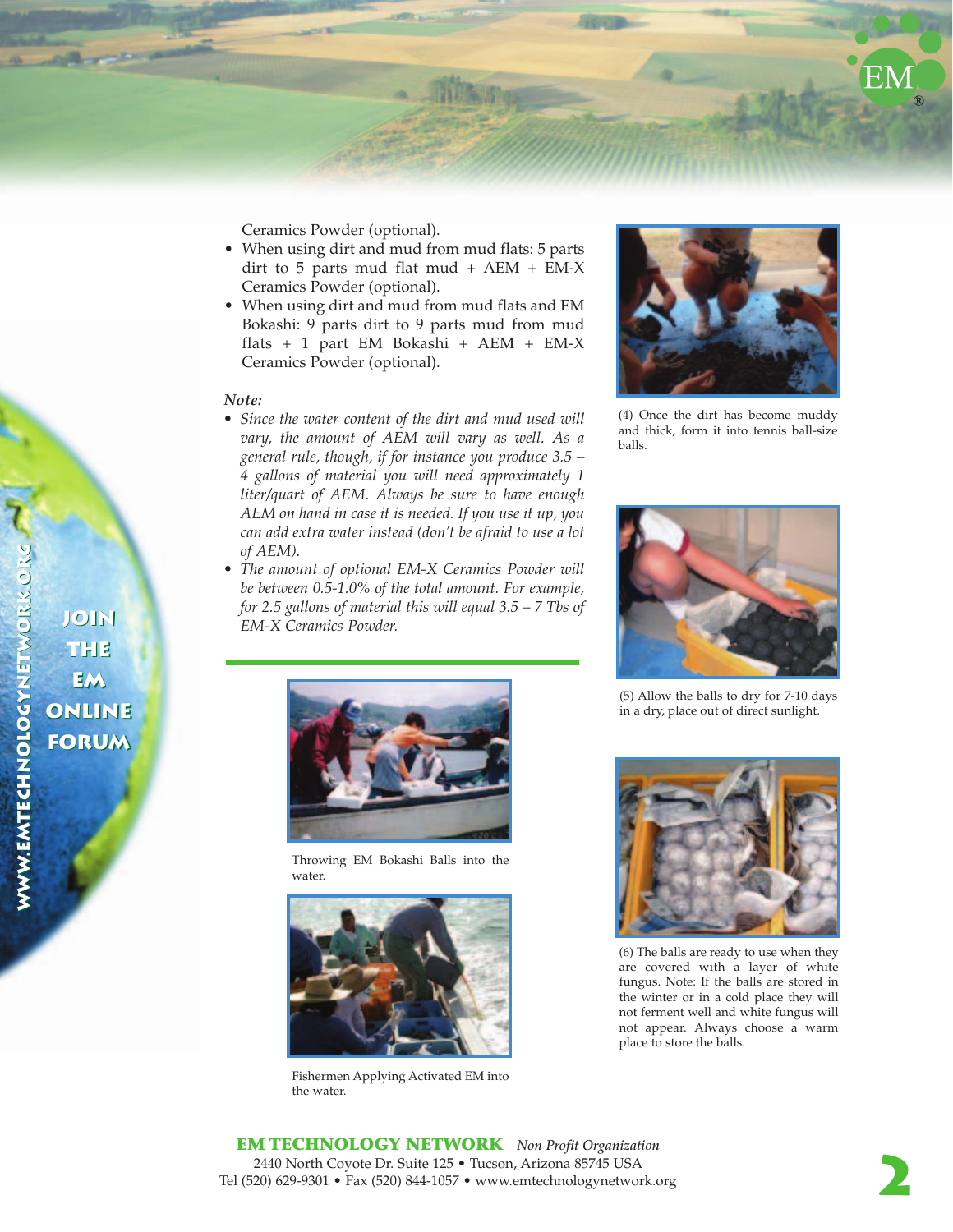Ceramics Powder (optional).

- When using dirt and mud from mud flats: 5 parts dirt to 5 parts mud flat mud + AEM + EM-X Ceramics Powder (optional).
- When using dirt and mud from mud flats and EM Bokashi: 9 parts dirt to 9 parts mud from mud flats + 1 part EM Bokashi + AEM + EM-X Ceramics Powder (optional).

***Note:***

- *Since the water content of the dirt and mud used will vary, the amount of AEM will vary as well. As a general rule, though, if for instance you produce 3.5 – 4 gallons of material you will need approximately 1 liter/quart of AEM. Always be sure to have enough AEM on hand in case it is needed. If you use it up, you can add extra water instead (don't be afraid to use a lot of AEM).*
- *The amount of optional EM-X Ceramics Powder will be between 0.5-1.0% of the total amount. For example, for 2.5 gallons of material this will equal 3.5 – 7 Tbs of EM-X Ceramics Powder.*

Throwing EM Bokashi Balls into the water.

Fishermen Applying Activated EM into the water.

(4) Once the dirt has become muddy and thick, form it into tennis ball-size balls.

(5) Allow the balls to dry for 7-10 days in a dry, place out of direct sunlight.

(6) The balls are ready to use when they are covered with a layer of white fungus. Note: If the balls are stored in the winter or in a cold place they will not ferment well and white fungus will not appear. Always choose a warm place to store the balls.

WWW.EMTECHNOLOGYNETWORK.ORG

JOIN THE EM ONLINE FORUM

**EM TECHNOLOGY NETWORK** *Non Profit Organization*
2440 North Coyote Dr. Suite 125 • Tucson, Arizona 85745 USA
Tel (520) 629-9301 • Fax (520) 844-1057 • www.emtechnologynetwork.org